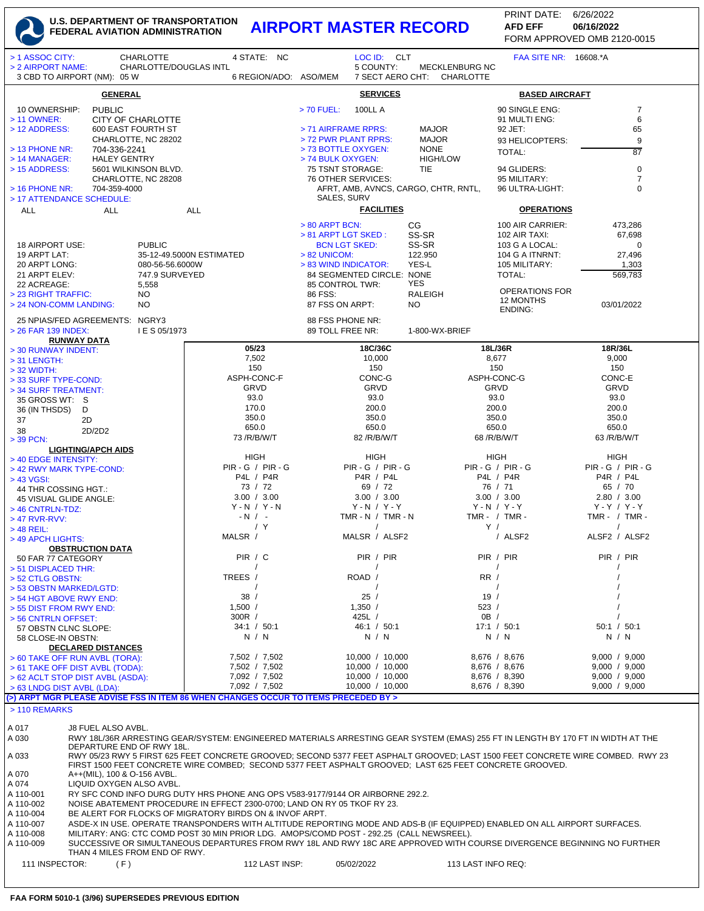# U.S. DEPARTMENT OF TRANSPORTATION FEDERAL AVIATION ADMINISTRATION

# AIRPORT MASTER RECORD

PRINT DATE: 6/26/2022
AFD EFF **06/16/2022**
FORM APPROVED OMB 2120-0015

| | | | |
|---|---|---|---|
| > 1 ASSOC CITY: CHARLOTTE | 4 STATE: NC | LOC ID: CLT | FAA SITE NR: 16608.*A |
| > 2 AIRPORT NAME: CHARLOTTE/DOUGLAS INTL | | 5 COUNTY: MECKLENBURG NC | |
| 3 CBD TO AIRPORT (NM): 05 W | 6 REGION/ADO: ASO/MEM | 7 SECT AERO CHT: CHARLOTTE | |

## GENERAL

- 10 OWNERSHIP: PUBLIC
- > 11 OWNER: CITY OF CHARLOTTE
- > 12 ADDRESS: 600 EAST FOURTH ST, CHARLOTTE, NC 28202
- > 13 PHONE NR: 704-336-2241
- > 14 MANAGER: HALEY GENTRY
- > 15 ADDRESS: 5601 WILKINSON BLVD. CHARLOTTE, NC 28208
- > 16 PHONE NR: 704-359-4000
- > 17 ATTENDANCE SCHEDULE: ALL ALL ALL
- 18 AIRPORT USE: PUBLIC
- 19 ARPT LAT: 35-12-49.5000N ESTIMATED
- 20 ARPT LONG: 080-56-56.6000W
- 21 ARPT ELEV: 747.9 SURVEYED
- 22 ACREAGE: 5,558
- > 23 RIGHT TRAFFIC: NO
- > 24 NON-COMM LANDING: NO
- 25 NPIAS/FED AGREEMENTS: NGRY3
- > 26 FAR 139 INDEX: I E S 05/1973

## SERVICES

- > 70 FUEL: 100LL A
- > 71 AIRFRAME RPRS: MAJOR
- > 72 PWR PLANT RPRS: MAJOR
- > 73 BOTTLE OXYGEN: NONE
- > 74 BULK OXYGEN: HIGH/LOW
- 75 TSNT STORAGE: TIE
- 76 OTHER SERVICES: AFRT, AMB, AVNCS, CARGO, CHTR, RNTL, SALES, SURV

## FACILITIES

- > 80 ARPT BCN: CG
- > 81 ARPT LGT SKED: SS-SR
- BCN LGT SKED: SS-SR
- > 82 UNICOM: 122.950
- > 83 WIND INDICATOR: YES-L
- 84 SEGMENTED CIRCLE: NONE
- 85 CONTROL TWR: YES
- 86 FSS: RALEIGH
- 87 FSS ON ARPT: NO
- 88 FSS PHONE NR:
- 89 TOLL FREE NR: 1-800-WX-BRIEF

## BASED AIRCRAFT

- 90 SINGLE ENG: 7
- 91 MULTI ENG: 6
- 92 JET: 65
- 93 HELICOPTERS: 9
- TOTAL: 87
- 94 GLIDERS: 0
- 95 MILITARY: 7
- 96 ULTRA-LIGHT: 0

## OPERATIONS

- 100 AIR CARRIER: 473,286
- 102 AIR TAXI: 67,698
- 103 G A LOCAL: 0
- 104 G A ITNRNT: 27,496
- 105 MILITARY: 1,303
- TOTAL: 569,783
- OPERATIONS FOR 12 MONTHS ENDING: 03/01/2022

## RUNWAY DATA

| | 05/23 | 18C/36C | 18L/36R | 18R/36L |
|---|---|---|---|---|
| > 30 RUNWAY INDENT: | 05/23 | 18C/36C | 18L/36R | 18R/36L |
| > 31 LENGTH: | 7,502 | 10,000 | 8,677 | 9,000 |
| > 32 WIDTH: | 150 | 150 | 150 | 150 |
| > 33 SURF TYPE-COND: | ASPH-CONC-F | CONC-G | ASPH-CONC-G | CONC-E |
| > 34 SURF TREATMENT: | GRVD | GRVD | GRVD | GRVD |
| 35 GROSS WT: S | 93.0 | 93.0 | 93.0 | 93.0 |
| 36 (IN THSDS) D | 170.0 | 200.0 | 200.0 | 200.0 |
| 37 2D | 350.0 | 350.0 | 350.0 | 350.0 |
| 38 2D/2D2 | 650.0 | 650.0 | 650.0 | 650.0 |
| > 39 PCN: | 73 /R/B/W/T | 82 /R/B/W/T | 68 /R/B/W/T | 63 /R/B/W/T |
| **LIGHTING/APCH AIDS** | | | | |
| > 40 EDGE INTENSITY: | HIGH | HIGH | HIGH | HIGH |
| > 42 RWY MARK TYPE-COND: | PIR - G / PIR - G | PIR - G / PIR - G | PIR - G / PIR - G | PIR - G / PIR - G |
| > 43 VGSI: | P4L / P4R | P4R / P4L | P4L / P4R | P4R / P4L |
| 44 THR COSSING HGT.: | 73 / 72 | 69 / 72 | 76 / 71 | 65 / 70 |
| 45 VISUAL GLIDE ANGLE: | 3.00 / 3.00 | 3.00 / 3.00 | 3.00 / 3.00 | 2.80 / 3.00 |
| > 46 CNTRLN-TDZ: | Y - N / Y - N | Y - N / Y - Y | Y - N / Y - Y | Y - Y / Y - Y |
| > 47 RVR-RVV: | - N / - | TMR - N / TMR - N | TMR - / TMR - | TMR - / TMR - |
| > 48 REIL: | / Y | / | Y / | / |
| > 49 APCH LIGHTS: | MALSR / | MALSR / ALSF2 | / ALSF2 | ALSF2 / ALSF2 |
| **OBSTRUCTION DATA** | | | | |
| 50 FAR 77 CATEGORY | PIR / C | PIR / PIR | PIR / PIR | PIR / PIR |
| > 51 DISPLACED THR: | / | / | / | / |
| > 52 CTLG OBSTN: | TREES / | ROAD / | RR / | / |
| > 53 OBSTN MARKED/LGTD: | / | / | / | / |
| > 54 HGT ABOVE RWY END: | 38 / | 25 / | 19 / | / |
| > 55 DIST FROM RWY END: | 1,500 / | 1,350 / | 523 / | / |
| > 56 CNTRLN OFFSET: | 300R / | 425L / | 0B / | / |
| 57 OBSTN CLNC SLOPE: | 34:1 / 50:1 | 46:1 / 50:1 | 17:1 / 50:1 | 50:1 / 50:1 |
| 58 CLOSE-IN OBSTN: | N / N | N / N | N / N | N / N |
| **DECLARED DISTANCES** | | | | |
| > 60 TAKE OFF RUN AVBL (TORA): | 7,502 / 7,502 | 10,000 / 10,000 | 8,676 / 8,676 | 9,000 / 9,000 |
| > 61 TAKE OFF DIST AVBL (TODA): | 7,502 / 7,502 | 10,000 / 10,000 | 8,676 / 8,676 | 9,000 / 9,000 |
| > 62 ACLT STOP DIST AVBL (ASDA): | 7,092 / 7,502 | 10,000 / 10,000 | 8,676 / 8,390 | 9,000 / 9,000 |
| > 63 LNDG DIST AVBL (LDA): | 7,092 / 7,502 | 10,000 / 10,000 | 8,676 / 8,390 | 9,000 / 9,000 |

**(>) ARPT MGR PLEASE ADVISE FSS IN ITEM 86 WHEN CHANGES OCCUR TO ITEMS PRECEDED BY >**

## > 110 REMARKS

| | |
|---|---|
| A 017 | J8 FUEL ALSO AVBL. |
| A 030 | RWY 18L/36R ARRESTING GEAR/SYSTEM: ENGINEERED MATERIALS ARRESTING GEAR SYSTEM (EMAS) 255 FT IN LENGTH BY 170 FT IN WIDTH AT THE DEPARTURE END OF RWY 18L. |
| A 033 | RWY 05/23 RWY 5 FIRST 625 FEET CONCRETE GROOVED; SECOND 5377 FEET ASPHALT GROOVED; LAST 1500 FEET CONCRETE WIRE COMBED. RWY 23 FIRST 1500 FEET CONCRETE WIRE COMBED; SECOND 5377 FEET ASPHALT GROOVED; LAST 625 FEET CONCRETE GROOVED. |
| A 070 | A++(MIL), 100 & O-156 AVBL. |
| A 074 | LIQUID OXYGEN ALSO AVBL. |
| A 110-001 | RY SFC COND INFO DURG DUTY HRS PHONE ANG OPS V583-9177/9144 OR AIRBORNE 292.2. |
| A 110-002 | NOISE ABATEMENT PROCEDURE IN EFFECT 2300-0700; LAND ON RY 05 TKOF RY 23. |
| A 110-004 | BE ALERT FOR FLOCKS OF MIGRATORY BIRDS ON & INVOF ARPT. |
| A 110-007 | ASDE-X IN USE. OPERATE TRANSPONDERS WITH ALTITUDE REPORTING MODE AND ADS-B (IF EQUIPPED) ENABLED ON ALL AIRPORT SURFACES. |
| A 110-008 | MILITARY: ANG: CTC COMD POST 30 MIN PRIOR LDG. AMOPS/COMD POST - 292.25 (CALL NEWSREEL). |
| A 110-009 | SUCCESSIVE OR SIMULTANEOUS DEPARTURES FROM RWY 18L AND RWY 18C ARE APPROVED WITH COURSE DIVERGENCE BEGINNING NO FURTHER THAN 4 MILES FROM END OF RWY. |

111 INSPECTOR: ( F ) 112 LAST INSP: 05/02/2022 113 LAST INFO REQ:

FAA FORM 5010-1 (3/96) SUPERSEDES PREVIOUS EDITION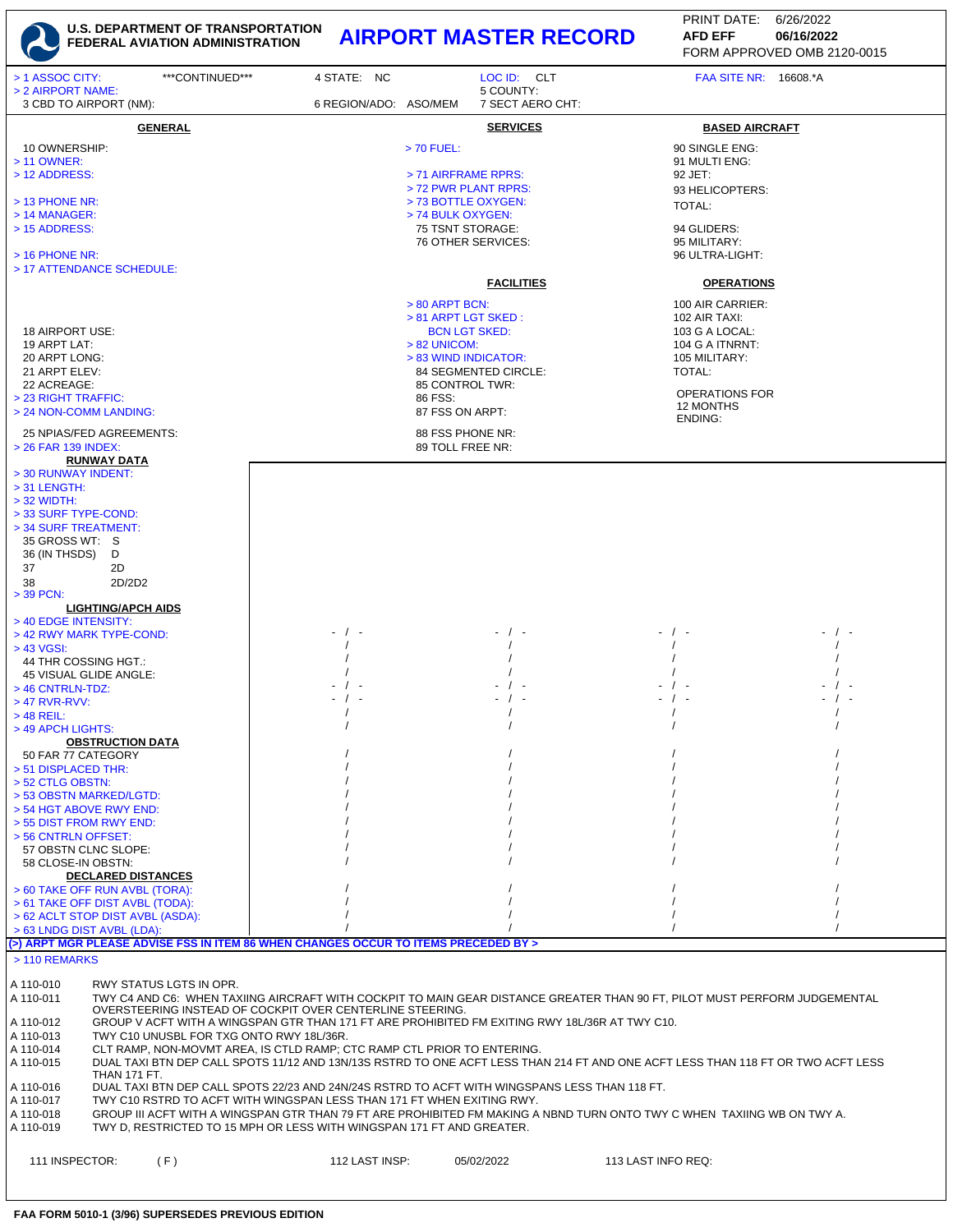**U.S. DEPARTMENT OF TRANSPORTATION**
**FEDERAL AVIATION ADMINISTRATION**

# AIRPORT MASTER RECORD

PRINT DATE: 6/26/2022
**AFD EFF** **06/16/2022**
FORM APPROVED OMB 2120-0015

> 1 ASSOC CITY: ***CONTINUED*** | 4 STATE: NC | LOC ID: CLT | FAA SITE NR: 16608.*A
> 2 AIRPORT NAME: | 5 COUNTY:
3 CBD TO AIRPORT (NM): | 6 REGION/ADO: ASO/MEM | 7 SECT AERO CHT:

## GENERAL

10 OWNERSHIP:
> 11 OWNER:
> 12 ADDRESS:
> 13 PHONE NR:
> 14 MANAGER:
> 15 ADDRESS:
> 16 PHONE NR:
> 17 ATTENDANCE SCHEDULE:

18 AIRPORT USE:
19 ARPT LAT:
20 ARPT LONG:
21 ARPT ELEV:
22 ACREAGE:
> 23 RIGHT TRAFFIC:
> 24 NON-COMM LANDING:
25 NPIAS/FED AGREEMENTS:
> 26 FAR 139 INDEX:

## SERVICES

> 70 FUEL:
> 71 AIRFRAME RPRS:
> 72 PWR PLANT RPRS:
> 73 BOTTLE OXYGEN:
> 74 BULK OXYGEN:
75 TSNT STORAGE:
76 OTHER SERVICES:

## FACILITIES

> 80 ARPT BCN:
> 81 ARPT LGT SKED :
BCN LGT SKED:
> 82 UNICOM:
> 83 WIND INDICATOR:
84 SEGMENTED CIRCLE:
85 CONTROL TWR:
86 FSS:
87 FSS ON ARPT:
88 FSS PHONE NR:
89 TOLL FREE NR:

## BASED AIRCRAFT

90 SINGLE ENG:
91 MULTI ENG:
92 JET:
93 HELICOPTERS:
TOTAL:
94 GLIDERS:
95 MILITARY:
96 ULTRA-LIGHT:

## OPERATIONS

100 AIR CARRIER:
102 AIR TAXI:
103 G A LOCAL:
104 G A ITNRNT:
105 MILITARY:
TOTAL:

OPERATIONS FOR 12 MONTHS ENDING:

## RUNWAY DATA

> 30 RUNWAY INDENT:
> 31 LENGTH:
> 32 WIDTH:
> 33 SURF TYPE-COND:
> 34 SURF TREATMENT:
35 GROSS WT: S
36 (IN THSDS) D
37 2D
38 2D/2D2
> 39 PCN:

## LIGHTING/APCH AIDS

| Item | | | | |
|---|---|---|---|---|
| > 40 EDGE INTENSITY: | | | | |
| > 42 RWY MARK TYPE-COND: | - / - | - / - | - / - | - / - |
| > 43 VGSI: | / | / | / | / |
| 44 THR COSSING HGT.: | / | / | / | / |
| 45 VISUAL GLIDE ANGLE: | / | / | / | / |
| > 46 CNTRLN-TDZ: | - / - | - / - | - / - | - / - |
| > 47 RVR-RVV: | - / - | - / - | - / - | - / - |
| > 48 REIL: | / | / | / | / |
| > 49 APCH LIGHTS: | / | / | / | / |

## OBSTRUCTION DATA

| Item | | | | |
|---|---|---|---|---|
| 50 FAR 77 CATEGORY | / | / | / | / |
| > 51 DISPLACED THR: | / | / | / | / |
| > 52 CTLG OBSTN: | / | / | / | / |
| > 53 OBSTN MARKED/LGTD: | / | / | / | / |
| > 54 HGT ABOVE RWY END: | / | / | / | / |
| > 55 DIST FROM RWY END: | / | / | / | / |
| > 56 CNTRLN OFFSET: | / | / | / | / |
| 57 OBSTN CLNC SLOPE: | / | / | / | / |
| 58 CLOSE-IN OBSTN: | / | / | / | / |

## DECLARED DISTANCES

| Item | | | | |
|---|---|---|---|---|
| > 60 TAKE OFF RUN AVBL (TORA): | / | / | / | / |
| > 61 TAKE OFF DIST AVBL (TODA): | / | / | / | / |
| > 62 ACLT STOP DIST AVBL (ASDA): | / | / | / | / |
| > 63 LNDG DIST AVBL (LDA): | / | / | / | / |

**(>) ARPT MGR PLEASE ADVISE FSS IN ITEM 86 WHEN CHANGES OCCUR TO ITEMS PRECEDED BY >**

## > 110 REMARKS

| | |
|---|---|
| A 110-010 | RWY STATUS LGTS IN OPR. |
| A 110-011 | TWY C4 AND C6: WHEN TAXIING AIRCRAFT WITH COCKPIT TO MAIN GEAR DISTANCE GREATER THAN 90 FT, PILOT MUST PERFORM JUDGEMENTAL OVERSTEERING INSTEAD OF COCKPIT OVER CENTERLINE STEERING. |
| A 110-012 | GROUP V ACFT WITH A WINGSPAN GTR THAN 171 FT ARE PROHIBITED FM EXITING RWY 18L/36R AT TWY C10. |
| A 110-013 | TWY C10 UNUSBL FOR TXG ONTO RWY 18L/36R. |
| A 110-014 | CLT RAMP, NON-MOVMT AREA, IS CTLD RAMP; CTC RAMP CTL PRIOR TO ENTERING. |
| A 110-015 | DUAL TAXI BTN DEP CALL SPOTS 11/12 AND 13N/13S RSTRD TO ONE ACFT LESS THAN 214 FT AND ONE ACFT LESS THAN 118 FT OR TWO ACFT LESS THAN 171 FT. |
| A 110-016 | DUAL TAXI BTN DEP CALL SPOTS 22/23 AND 24N/24S RSTRD TO ACFT WITH WINGSPANS LESS THAN 118 FT. |
| A 110-017 | TWY C10 RSTRD TO ACFT WITH WINGSPAN LESS THAN 171 FT WHEN EXITING RWY. |
| A 110-018 | GROUP III ACFT WITH A WINGSPAN GTR THAN 79 FT ARE PROHIBITED FM MAKING A NBND TURN ONTO TWY C WHEN TAXIING WB ON TWY A. |
| A 110-019 | TWY D, RESTRICTED TO 15 MPH OR LESS WITH WINGSPAN 171 FT AND GREATER. |

111 INSPECTOR: (F) | 112 LAST INSP: 05/02/2022 | 113 LAST INFO REQ:

**FAA FORM 5010-1 (3/96) SUPERSEDES PREVIOUS EDITION**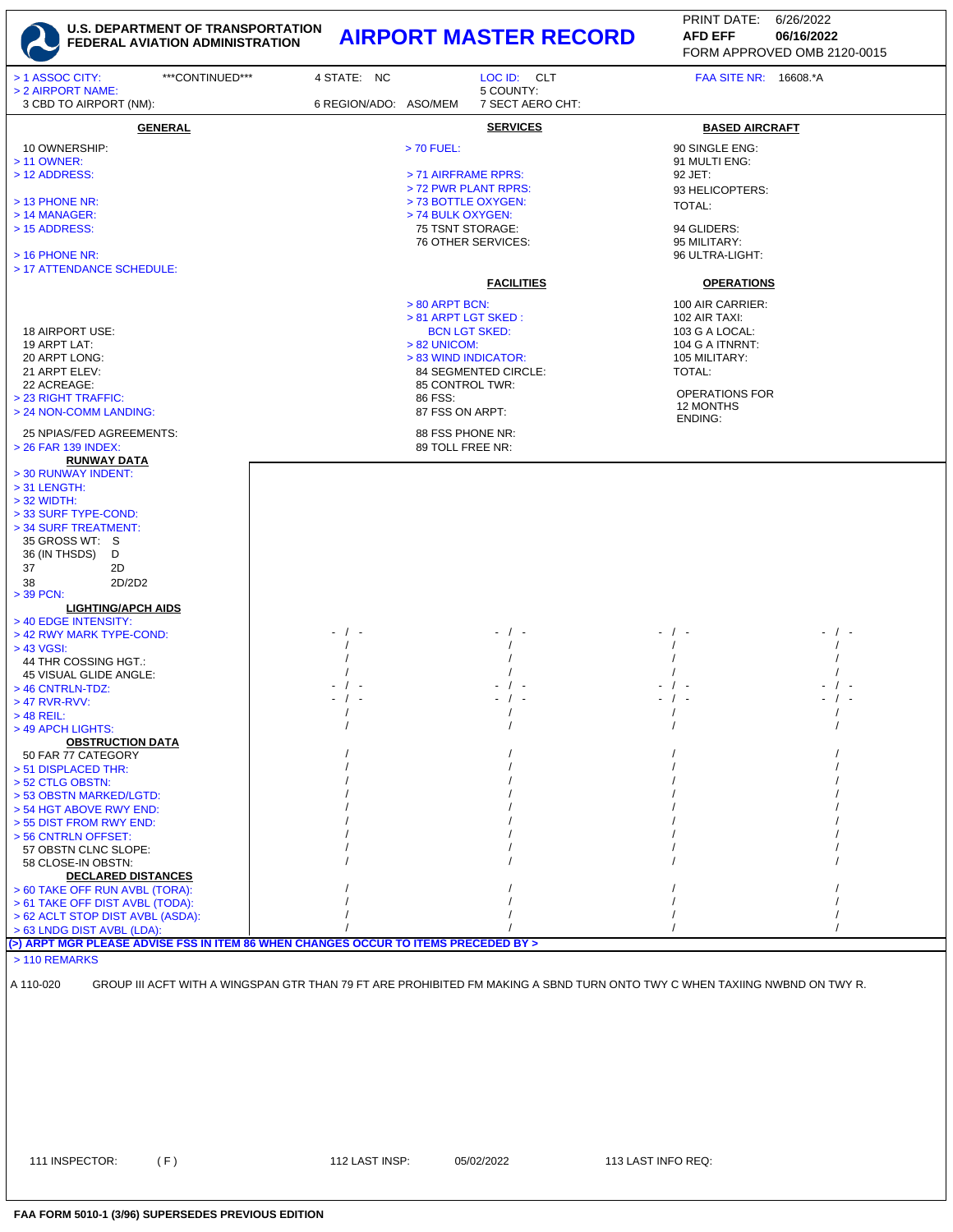U.S. DEPARTMENT OF TRANSPORTATION
FEDERAL AVIATION ADMINISTRATION

# AIRPORT MASTER RECORD

PRINT DATE: 6/26/2022
**AFD EFF** **06/16/2022**
FORM APPROVED OMB 2120-0015

| | | | |
|---|---|---|---|
| > 1 ASSOC CITY: ***CONTINUED*** | 4 STATE: NC | LOC ID: CLT | FAA SITE NR: 16608.*A |
| > 2 AIRPORT NAME: | | 5 COUNTY: | |
| 3 CBD TO AIRPORT (NM): | 6 REGION/ADO: ASO/MEM | 7 SECT AERO CHT: | |

## GENERAL

10 OWNERSHIP:
> 11 OWNER:
> 12 ADDRESS:
> 13 PHONE NR:
> 14 MANAGER:
> 15 ADDRESS:
> 16 PHONE NR:
> 17 ATTENDANCE SCHEDULE:

18 AIRPORT USE:
19 ARPT LAT:
20 ARPT LONG:
21 ARPT ELEV:
22 ACREAGE:
> 23 RIGHT TRAFFIC:
> 24 NON-COMM LANDING:
25 NPIAS/FED AGREEMENTS:
> 26 FAR 139 INDEX:

## SERVICES

> 70 FUEL:
> 71 AIRFRAME RPRS:
> 72 PWR PLANT RPRS:
> 73 BOTTLE OXYGEN:
> 74 BULK OXYGEN:
75 TSNT STORAGE:
76 OTHER SERVICES:

## FACILITIES

> 80 ARPT BCN:
> 81 ARPT LGT SKED :
BCN LGT SKED:
> 82 UNICOM:
> 83 WIND INDICATOR:
84 SEGMENTED CIRCLE:
85 CONTROL TWR:
86 FSS:
87 FSS ON ARPT:
88 FSS PHONE NR:
89 TOLL FREE NR:

## BASED AIRCRAFT

90 SINGLE ENG:
91 MULTI ENG:
92 JET:
93 HELICOPTERS:
TOTAL:
94 GLIDERS:
95 MILITARY:
96 ULTRA-LIGHT:

## OPERATIONS

100 AIR CARRIER:
102 AIR TAXI:
103 G A LOCAL:
104 G A ITNRNT:
105 MILITARY:
TOTAL:
OPERATIONS FOR 12 MONTHS ENDING:

## RUNWAY DATA

| | | | | |
|---|---|---|---|---|
| > 30 RUNWAY INDENT: | | | | |
| > 31 LENGTH: | | | | |
| > 32 WIDTH: | | | | |
| > 33 SURF TYPE-COND: | | | | |
| > 34 SURF TREATMENT: | | | | |
| 35 GROSS WT: S | | | | |
| 36 (IN THSDS) D | | | | |
| 37 2D | | | | |
| 38 2D/2D2 | | | | |
| > 39 PCN: | | | | |
| **LIGHTING/APCH AIDS** | | | | |
| > 40 EDGE INTENSITY: | | | | |
| > 42 RWY MARK TYPE-COND: | - / - | - / - | - / - | - / - |
| > 43 VGSI: | / | / | / | / |
| 44 THR COSSING HGT.: | / | / | / | / |
| 45 VISUAL GLIDE ANGLE: | / | / | / | / |
| > 46 CNTRLN-TDZ: | - / - | - / - | - / - | - / - |
| > 47 RVR-RVV: | - / - | - / - | - / - | - / - |
| > 48 REIL: | / | / | / | / |
| > 49 APCH LIGHTS: | / | / | / | / |
| **OBSTRUCTION DATA** | | | | |
| 50 FAR 77 CATEGORY | / | / | / | / |
| > 51 DISPLACED THR: | / | / | / | / |
| > 52 CTLG OBSTN: | / | / | / | / |
| > 53 OBSTN MARKED/LGTD: | / | / | / | / |
| > 54 HGT ABOVE RWY END: | / | / | / | / |
| > 55 DIST FROM RWY END: | / | / | / | / |
| > 56 CNTRLN OFFSET: | / | / | / | / |
| 57 OBSTN CLNC SLOPE: | / | / | / | / |
| 58 CLOSE-IN OBSTN: | / | / | / | / |
| **DECLARED DISTANCES** | | | | |
| > 60 TAKE OFF RUN AVBL (TORA): | / | / | / | / |
| > 61 TAKE OFF DIST AVBL (TODA): | / | / | / | / |
| > 62 ACLT STOP DIST AVBL (ASDA): | / | / | / | / |
| > 63 LNDG DIST AVBL (LDA): | / | / | / | / |

**(>) ARPT MGR PLEASE ADVISE FSS IN ITEM 86 WHEN CHANGES OCCUR TO ITEMS PRECEDED BY >**

> 110 REMARKS

A 110-020 GROUP III ACFT WITH A WINGSPAN GTR THAN 79 FT ARE PROHIBITED FM MAKING A SBND TURN ONTO TWY C WHEN TAXIING NWBND ON TWY R.

111 INSPECTOR: ( F ) 112 LAST INSP: 05/02/2022 113 LAST INFO REQ:

**FAA FORM 5010-1 (3/96) SUPERSEDES PREVIOUS EDITION**